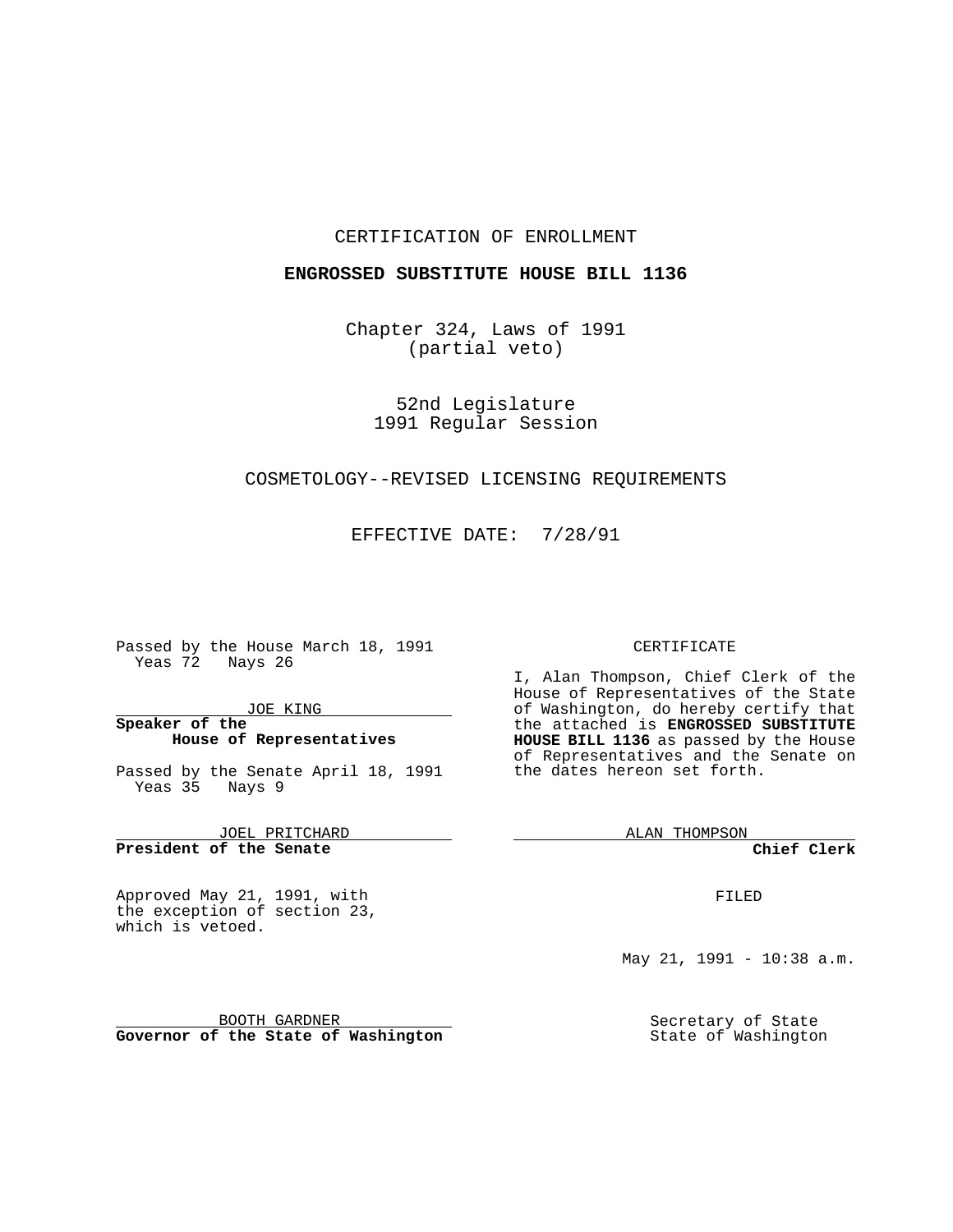CERTIFICATION OF ENROLLMENT

**ENGROSSED SUBSTITUTE HOUSE BILL 1136**

Chapter 324, Laws of 1991
(partial veto)

52nd Legislature
1991 Regular Session

COSMETOLOGY--REVISED LICENSING REQUIREMENTS

EFFECTIVE DATE: 7/28/91

Passed by the House March 18, 1991
Yeas 72 Nays 26

JOE KING
**Speaker of the House of Representatives**

Passed by the Senate April 18, 1991
Yeas 35 Nays 9

JOEL PRITCHARD
**President of the Senate**

Approved May 21, 1991, with the exception of section 23, which is vetoed.

BOOTH GARDNER
**Governor of the State of Washington**

CERTIFICATE

I, Alan Thompson, Chief Clerk of the House of Representatives of the State of Washington, do hereby certify that the attached is **ENGROSSED SUBSTITUTE HOUSE BILL 1136** as passed by the House of Representatives and the Senate on the dates hereon set forth.

ALAN THOMPSON
**Chief Clerk**

FILED

May 21, 1991 - 10:38 a.m.

Secretary of State
State of Washington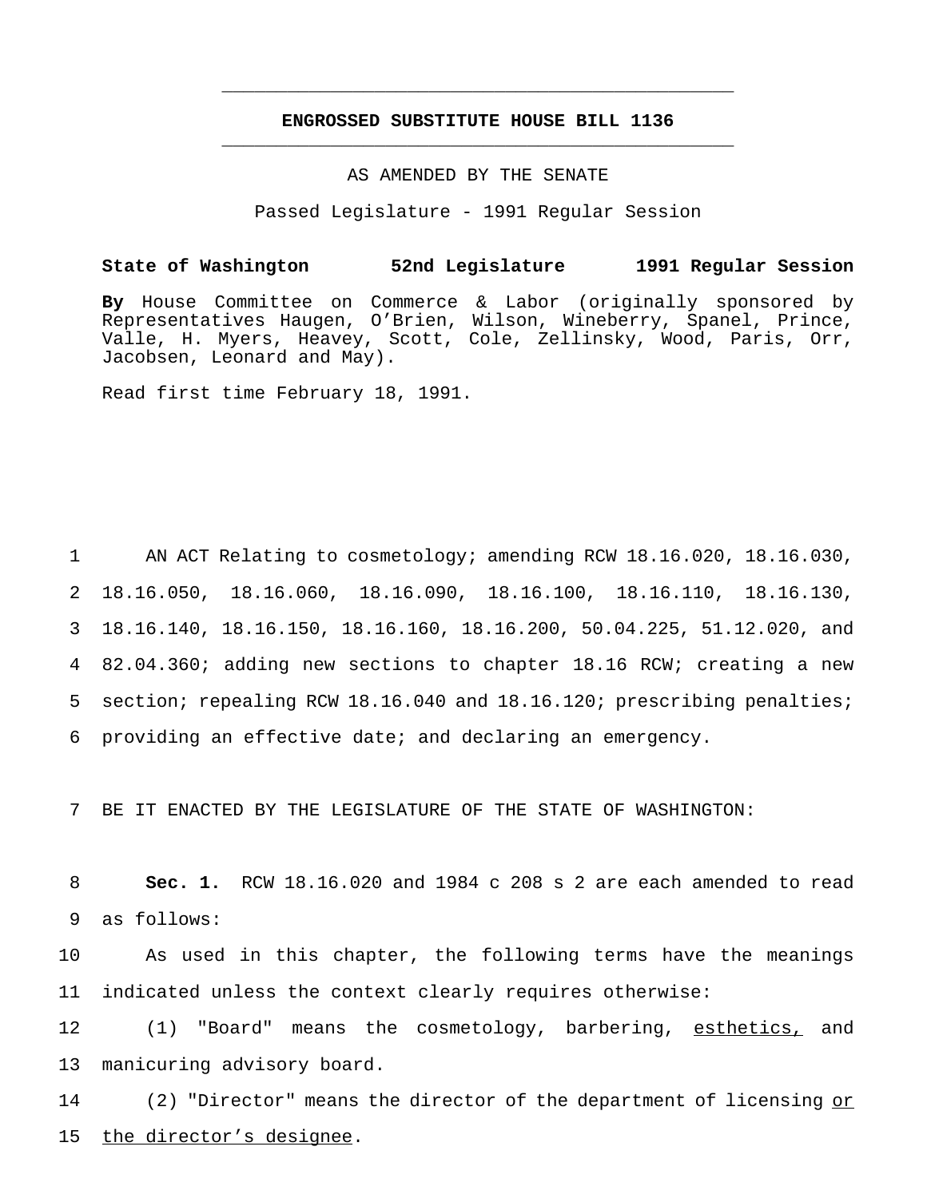# ENGROSSED SUBSTITUTE HOUSE BILL 1136

AS AMENDED BY THE SENATE

Passed Legislature - 1991 Regular Session

**State of Washington 52nd Legislature 1991 Regular Session**

**By** House Committee on Commerce & Labor (originally sponsored by Representatives Haugen, O'Brien, Wilson, Wineberry, Spanel, Prince, Valle, H. Myers, Heavey, Scott, Cole, Zellinsky, Wood, Paris, Orr, Jacobsen, Leonard and May).

Read first time February 18, 1991.

AN ACT Relating to cosmetology; amending RCW 18.16.020, 18.16.030, 18.16.050, 18.16.060, 18.16.090, 18.16.100, 18.16.110, 18.16.130, 18.16.140, 18.16.150, 18.16.160, 18.16.200, 50.04.225, 51.12.020, and 82.04.360; adding new sections to chapter 18.16 RCW; creating a new section; repealing RCW 18.16.040 and 18.16.120; prescribing penalties; providing an effective date; and declaring an emergency.

BE IT ENACTED BY THE LEGISLATURE OF THE STATE OF WASHINGTON:

**Sec. 1.** RCW 18.16.020 and 1984 c 208 s 2 are each amended to read as follows:

As used in this chapter, the following terms have the meanings indicated unless the context clearly requires otherwise:

(1) "Board" means the cosmetology, barbering, <u>esthetics,</u> and manicuring advisory board.

(2) "Director" means the director of the department of licensing <u>or the director's designee</u>.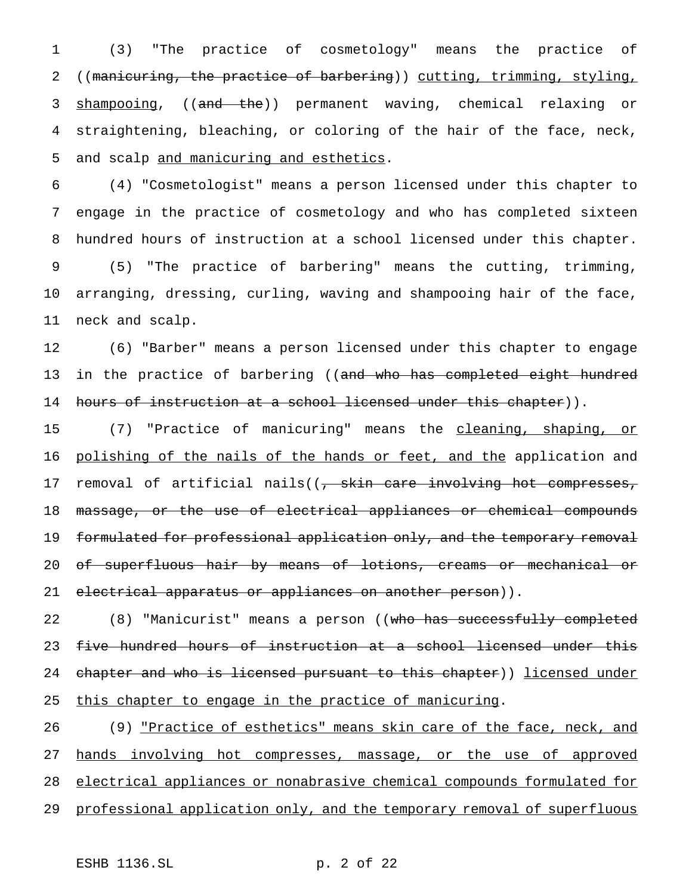(3) "The practice of cosmetology" means the practice of ((~~manicuring, the practice of barbering~~)) <u>cutting, trimming, styling, shampooing</u>, ((~~and the~~)) permanent waving, chemical relaxing or straightening, bleaching, or coloring of the hair of the face, neck, and scalp <u>and manicuring and esthetics</u>.

(4) "Cosmetologist" means a person licensed under this chapter to engage in the practice of cosmetology and who has completed sixteen hundred hours of instruction at a school licensed under this chapter.

(5) "The practice of barbering" means the cutting, trimming, arranging, dressing, curling, waving and shampooing hair of the face, neck and scalp.

(6) "Barber" means a person licensed under this chapter to engage in the practice of barbering ((~~and who has completed eight hundred hours of instruction at a school licensed under this chapter~~)).

(7) "Practice of manicuring" means the <u>cleaning, shaping, or polishing of the nails of the hands or feet, and the</u> application and removal of artificial nails((~~, skin care involving hot compresses, massage, or the use of electrical appliances or chemical compounds formulated for professional application only, and the temporary removal of superfluous hair by means of lotions, creams or mechanical or electrical apparatus or appliances on another person~~)).

(8) "Manicurist" means a person ((~~who has successfully completed five hundred hours of instruction at a school licensed under this chapter and who is licensed pursuant to this chapter~~)) <u>licensed under this chapter to engage in the practice of manicuring</u>.

(9) <u>"Practice of esthetics" means skin care of the face, neck, and hands involving hot compresses, massage, or the use of approved electrical appliances or nonabrasive chemical compounds formulated for professional application only, and the temporary removal of superfluous</u>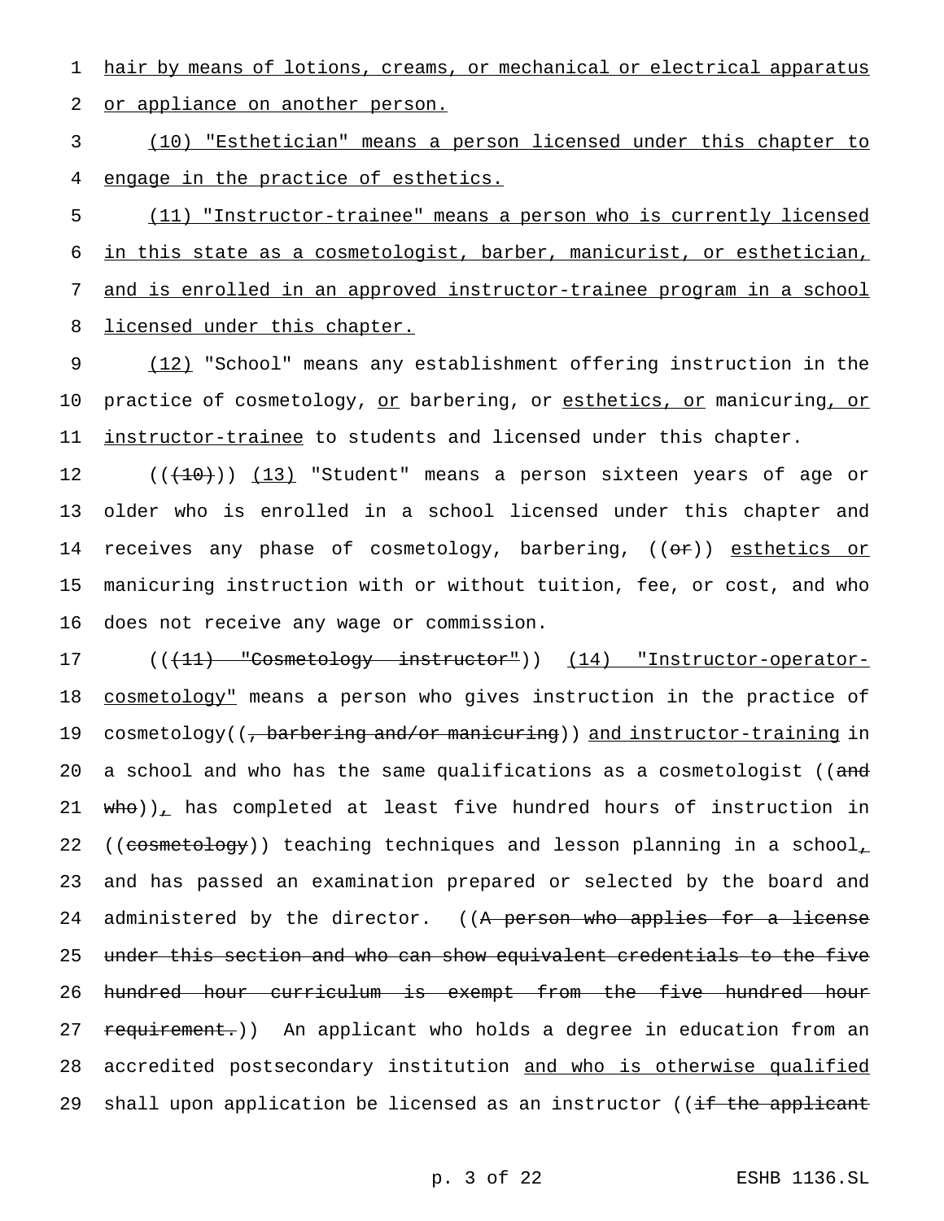hair by means of lotions, creams, or mechanical or electrical apparatus or appliance on another person.

(10) "Esthetician" means a person licensed under this chapter to engage in the practice of esthetics.

(11) "Instructor-trainee" means a person who is currently licensed in this state as a cosmetologist, barber, manicurist, or esthetician, and is enrolled in an approved instructor-trainee program in a school licensed under this chapter.

(12) "School" means any establishment offering instruction in the practice of cosmetology, or barbering, or esthetics, or manicuring, or instructor-trainee to students and licensed under this chapter.

(((10))) (13) "Student" means a person sixteen years of age or older who is enrolled in a school licensed under this chapter and receives any phase of cosmetology, barbering, ((or)) esthetics or manicuring instruction with or without tuition, fee, or cost, and who does not receive any wage or commission.

(((11) "Cosmetology instructor")) (14) "Instructor-operator-cosmetology" means a person who gives instruction in the practice of cosmetology((, barbering and/or manicuring)) and instructor-training in a school and who has the same qualifications as a cosmetologist ((and who)), has completed at least five hundred hours of instruction in ((cosmetology)) teaching techniques and lesson planning in a school, and has passed an examination prepared or selected by the board and administered by the director. ((A person who applies for a license under this section and who can show equivalent credentials to the five hundred hour curriculum is exempt from the five hundred hour requirement.)) An applicant who holds a degree in education from an accredited postsecondary institution and who is otherwise qualified shall upon application be licensed as an instructor ((if the applicant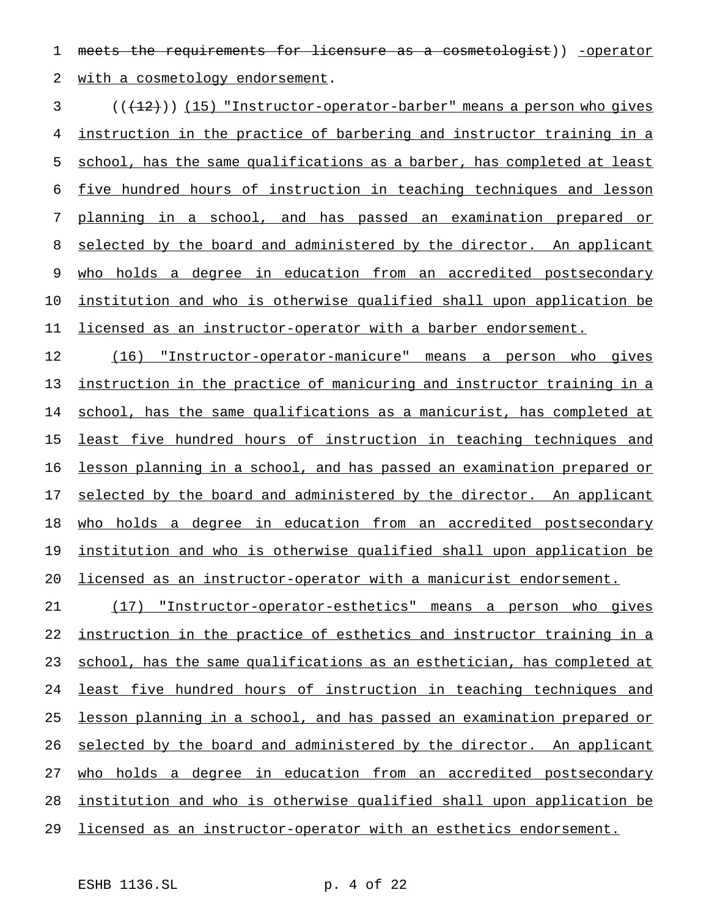meets the requirements for licensure as a cosmetologist)) -operator with a cosmetology endorsement.

(((12))) (15) "Instructor-operator-barber" means a person who gives instruction in the practice of barbering and instructor training in a school, has the same qualifications as a barber, has completed at least five hundred hours of instruction in teaching techniques and lesson planning in a school, and has passed an examination prepared or selected by the board and administered by the director. An applicant who holds a degree in education from an accredited postsecondary institution and who is otherwise qualified shall upon application be licensed as an instructor-operator with a barber endorsement.

(16) "Instructor-operator-manicure" means a person who gives instruction in the practice of manicuring and instructor training in a school, has the same qualifications as a manicurist, has completed at least five hundred hours of instruction in teaching techniques and lesson planning in a school, and has passed an examination prepared or selected by the board and administered by the director. An applicant who holds a degree in education from an accredited postsecondary institution and who is otherwise qualified shall upon application be licensed as an instructor-operator with a manicurist endorsement.

(17) "Instructor-operator-esthetics" means a person who gives instruction in the practice of esthetics and instructor training in a school, has the same qualifications as an esthetician, has completed at least five hundred hours of instruction in teaching techniques and lesson planning in a school, and has passed an examination prepared or selected by the board and administered by the director. An applicant who holds a degree in education from an accredited postsecondary institution and who is otherwise qualified shall upon application be licensed as an instructor-operator with an esthetics endorsement.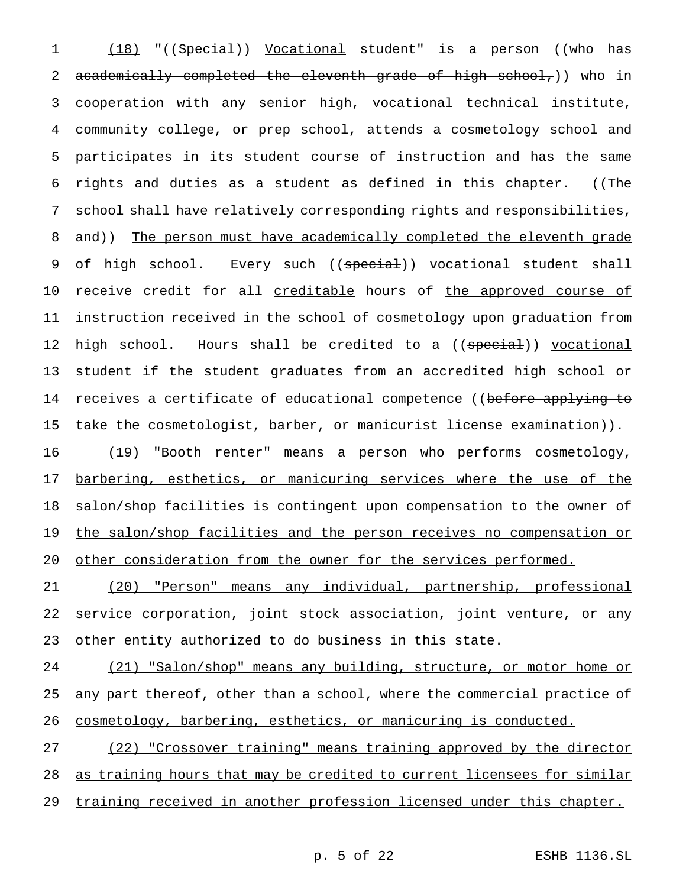(18) "((Special)) Vocational student" is a person ((who has academically completed the eleventh grade of high school,)) who in cooperation with any senior high, vocational technical institute, community college, or prep school, attends a cosmetology school and participates in its student course of instruction and has the same rights and duties as a student as defined in this chapter. ((The school shall have relatively corresponding rights and responsibilities, and)) The person must have academically completed the eleventh grade of high school. Every such ((special)) vocational student shall receive credit for all creditable hours of the approved course of instruction received in the school of cosmetology upon graduation from high school. Hours shall be credited to a ((special)) vocational student if the student graduates from an accredited high school or receives a certificate of educational competence ((before applying to take the cosmetologist, barber, or manicurist license examination)).

(19) "Booth renter" means a person who performs cosmetology, barbering, esthetics, or manicuring services where the use of the salon/shop facilities is contingent upon compensation to the owner of the salon/shop facilities and the person receives no compensation or other consideration from the owner for the services performed.

(20) "Person" means any individual, partnership, professional service corporation, joint stock association, joint venture, or any other entity authorized to do business in this state.

(21) "Salon/shop" means any building, structure, or motor home or any part thereof, other than a school, where the commercial practice of cosmetology, barbering, esthetics, or manicuring is conducted.

(22) "Crossover training" means training approved by the director as training hours that may be credited to current licensees for similar training received in another profession licensed under this chapter.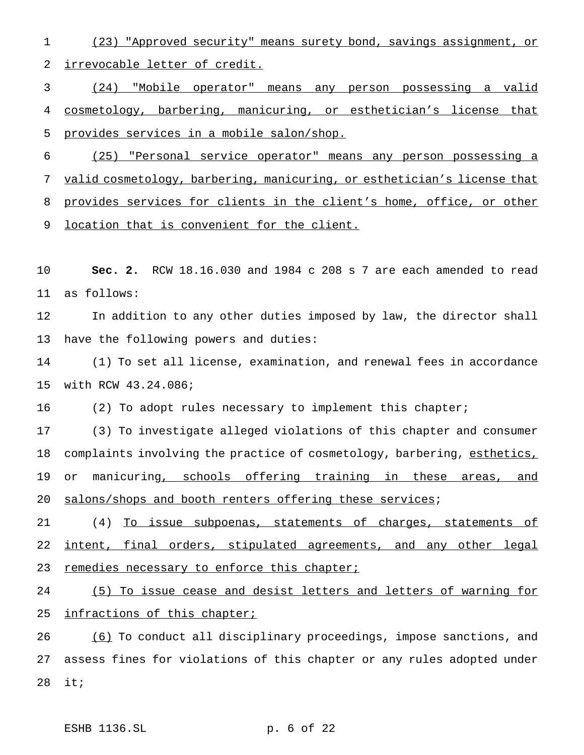(23) "Approved security" means surety bond, savings assignment, or irrevocable letter of credit.

(24) "Mobile operator" means any person possessing a valid cosmetology, barbering, manicuring, or esthetician's license that provides services in a mobile salon/shop.

(25) "Personal service operator" means any person possessing a valid cosmetology, barbering, manicuring, or esthetician's license that provides services for clients in the client's home, office, or other location that is convenient for the client.

**Sec. 2.** RCW 18.16.030 and 1984 c 208 s 7 are each amended to read as follows:

In addition to any other duties imposed by law, the director shall have the following powers and duties:

(1) To set all license, examination, and renewal fees in accordance with RCW 43.24.086;

(2) To adopt rules necessary to implement this chapter;

(3) To investigate alleged violations of this chapter and consumer complaints involving the practice of cosmetology, barbering, esthetics, or manicuring, schools offering training in these areas, and salons/shops and booth renters offering these services;

(4) To issue subpoenas, statements of charges, statements of intent, final orders, stipulated agreements, and any other legal remedies necessary to enforce this chapter;

(5) To issue cease and desist letters and letters of warning for infractions of this chapter;

(6) To conduct all disciplinary proceedings, impose sanctions, and assess fines for violations of this chapter or any rules adopted under it;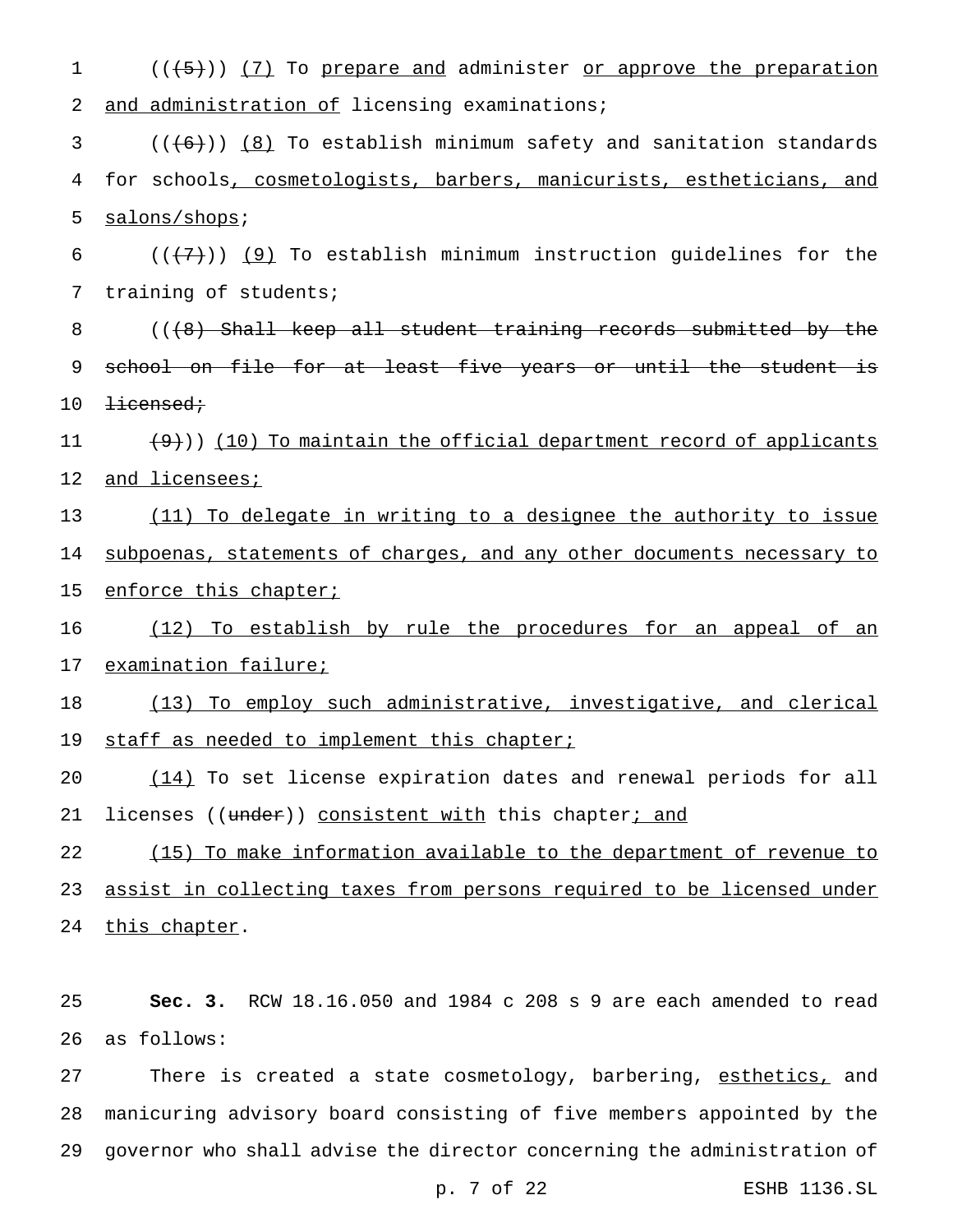((~~(5)~~)) <u>(7)</u> To <u>prepare and</u> administer <u>or approve the preparation and administration of</u> licensing examinations;

((~~(6)~~)) <u>(8)</u> To establish minimum safety and sanitation standards for schools<u>, cosmetologists, barbers, manicurists, estheticians, and salons/shops</u>;

((~~(7)~~)) <u>(9)</u> To establish minimum instruction guidelines for the training of students;

((~~(8) Shall keep all student training records submitted by the school on file for at least five years or until the student is licensed;~~

~~(9)~~)) <u>(10) To maintain the official department record of applicants and licensees;</u>

<u>(11) To delegate in writing to a designee the authority to issue subpoenas, statements of charges, and any other documents necessary to enforce this chapter;</u>

<u>(12) To establish by rule the procedures for an appeal of an examination failure;</u>

<u>(13) To employ such administrative, investigative, and clerical staff as needed to implement this chapter;</u>

<u>(14)</u> To set license expiration dates and renewal periods for all licenses ((~~under~~)) <u>consistent with</u> this chapter<u>; and</u>

<u>(15) To make information available to the department of revenue to assist in collecting taxes from persons required to be licensed under this chapter</u>.

**Sec. 3.** RCW 18.16.050 and 1984 c 208 s 9 are each amended to read as follows:

There is created a state cosmetology, barbering, <u>esthetics,</u> and manicuring advisory board consisting of five members appointed by the governor who shall advise the director concerning the administration of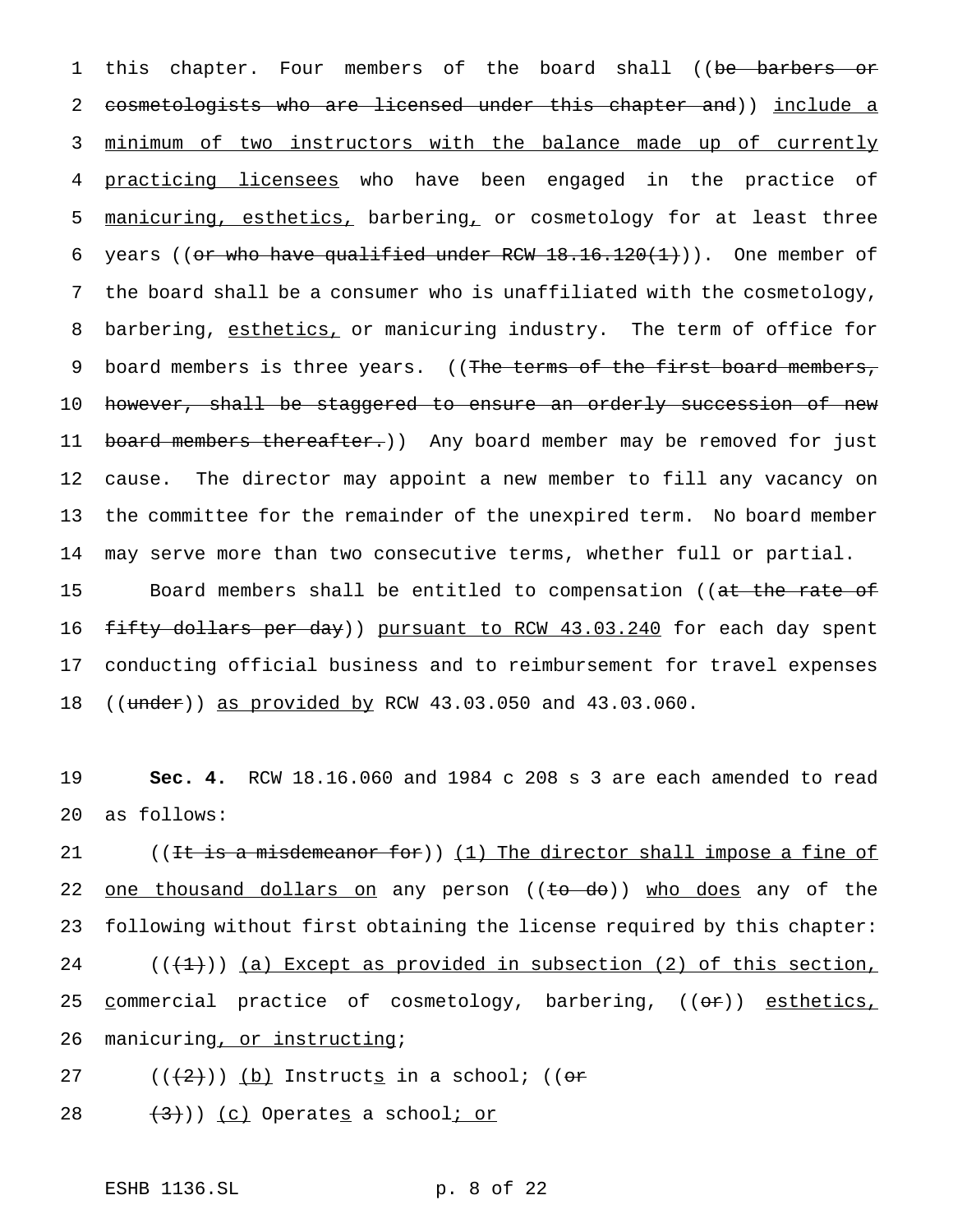this chapter. Four members of the board shall ((~~be barbers or cosmetologists who are licensed under this chapter and~~)) include a minimum of two instructors with the balance made up of currently practicing licensees who have been engaged in the practice of manicuring, esthetics, barbering, or cosmetology for at least three years ((~~or who have qualified under RCW 18.16.120(1)~~)). One member of the board shall be a consumer who is unaffiliated with the cosmetology, barbering, esthetics, or manicuring industry. The term of office for board members is three years. ((~~The terms of the first board members, however, shall be staggered to ensure an orderly succession of new board members thereafter.~~)) Any board member may be removed for just cause. The director may appoint a new member to fill any vacancy on the committee for the remainder of the unexpired term. No board member may serve more than two consecutive terms, whether full or partial.

Board members shall be entitled to compensation ((~~at the rate of fifty dollars per day~~)) pursuant to RCW 43.03.240 for each day spent conducting official business and to reimbursement for travel expenses ((~~under~~)) as provided by RCW 43.03.050 and 43.03.060.

**Sec. 4.** RCW 18.16.060 and 1984 c 208 s 3 are each amended to read as follows:

((~~It is a misdemeanor for~~)) (1) The director shall impose a fine of one thousand dollars on any person ((~~to do~~)) who does any of the following without first obtaining the license required by this chapter:

((~~(1)~~)) (a) Except as provided in subsection (2) of this section, commercial practice of cosmetology, barbering, ((~~or~~)) esthetics, manicuring, or instructing;

((~~(2)~~)) (b) Instructs in a school; ((~~or~~)

~~(3)~~)) (c) Operates a school; or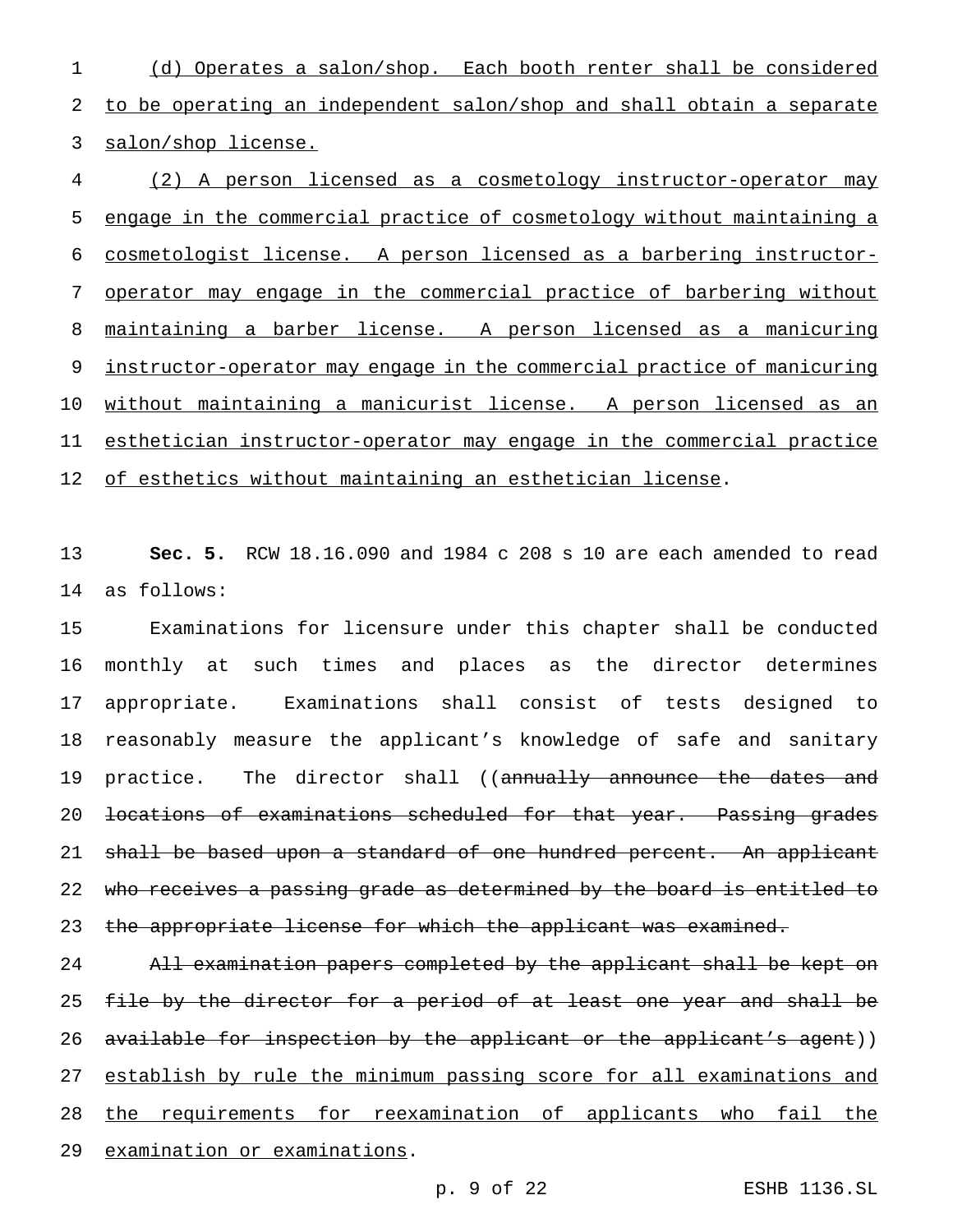(d) Operates a salon/shop. Each booth renter shall be considered to be operating an independent salon/shop and shall obtain a separate salon/shop license.

(2) A person licensed as a cosmetology instructor-operator may engage in the commercial practice of cosmetology without maintaining a cosmetologist license. A person licensed as a barbering instructor-operator may engage in the commercial practice of barbering without maintaining a barber license. A person licensed as a manicuring instructor-operator may engage in the commercial practice of manicuring without maintaining a manicurist license. A person licensed as an esthetician instructor-operator may engage in the commercial practice of esthetics without maintaining an esthetician license.

**Sec. 5.** RCW 18.16.090 and 1984 c 208 s 10 are each amended to read as follows:

Examinations for licensure under this chapter shall be conducted monthly at such times and places as the director determines appropriate. Examinations shall consist of tests designed to reasonably measure the applicant's knowledge of safe and sanitary practice. The director shall ((~~annually announce the dates and locations of examinations scheduled for that year. Passing grades shall be based upon a standard of one hundred percent. An applicant who receives a passing grade as determined by the board is entitled to the appropriate license for which the applicant was examined.~~

~~All examination papers completed by the applicant shall be kept on file by the director for a period of at least one year and shall be available for inspection by the applicant or the applicant's agent~~)) establish by rule the minimum passing score for all examinations and the requirements for reexamination of applicants who fail the examination or examinations.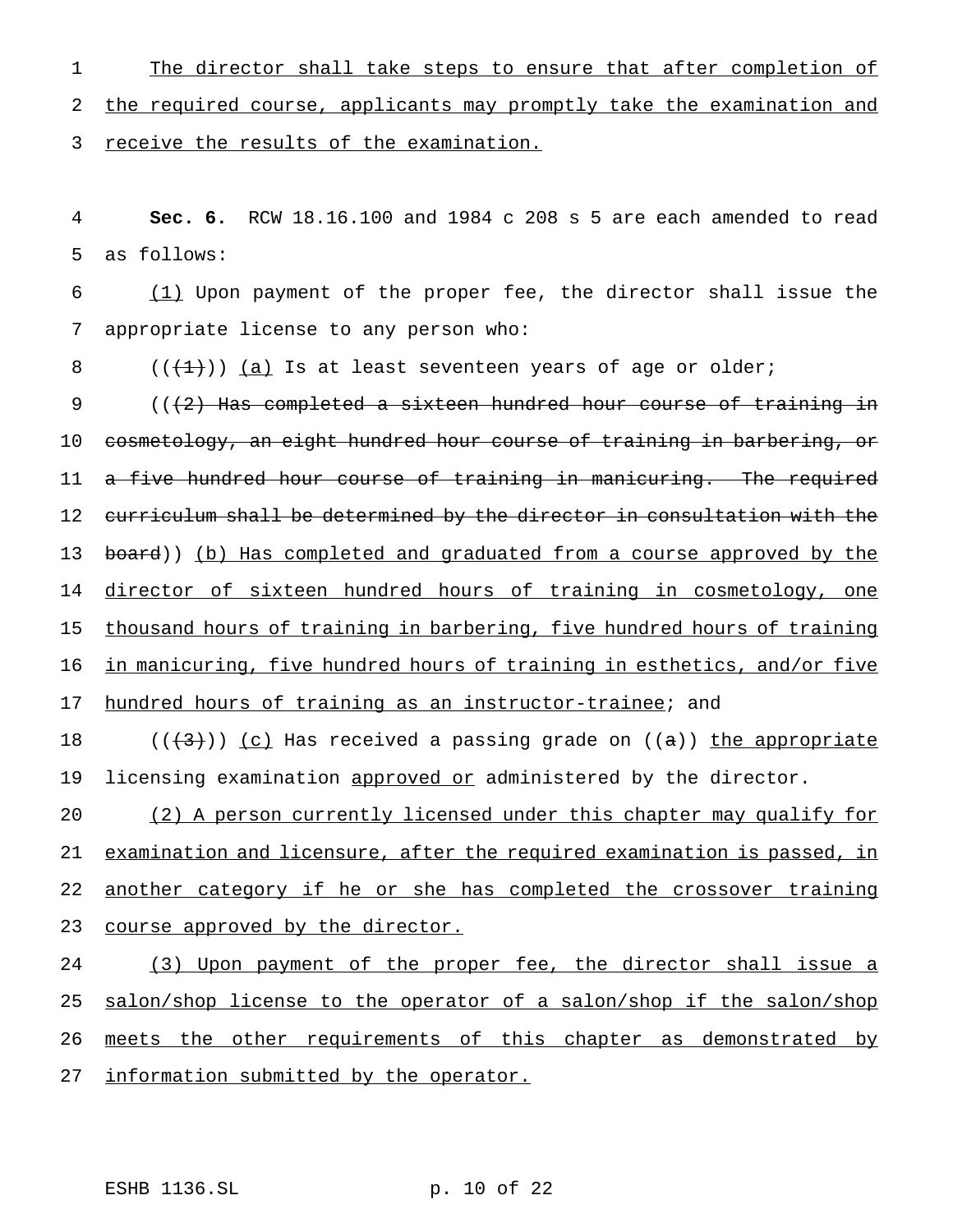The director shall take steps to ensure that after completion of the required course, applicants may promptly take the examination and receive the results of the examination.

**Sec. 6.** RCW 18.16.100 and 1984 c 208 s 5 are each amended to read as follows:

(1) Upon payment of the proper fee, the director shall issue the appropriate license to any person who:

(((1))) (a) Is at least seventeen years of age or older;

(((2) Has completed a sixteen hundred hour course of training in cosmetology, an eight hundred hour course of training in barbering, or a five hundred hour course of training in manicuring. The required curriculum shall be determined by the director in consultation with the board)) (b) Has completed and graduated from a course approved by the director of sixteen hundred hours of training in cosmetology, one thousand hours of training in barbering, five hundred hours of training in manicuring, five hundred hours of training in esthetics, and/or five hundred hours of training as an instructor-trainee; and

(((3))) (c) Has received a passing grade on ((a)) the appropriate licensing examination approved or administered by the director.

(2) A person currently licensed under this chapter may qualify for examination and licensure, after the required examination is passed, in another category if he or she has completed the crossover training course approved by the director.

(3) Upon payment of the proper fee, the director shall issue a salon/shop license to the operator of a salon/shop if the salon/shop meets the other requirements of this chapter as demonstrated by information submitted by the operator.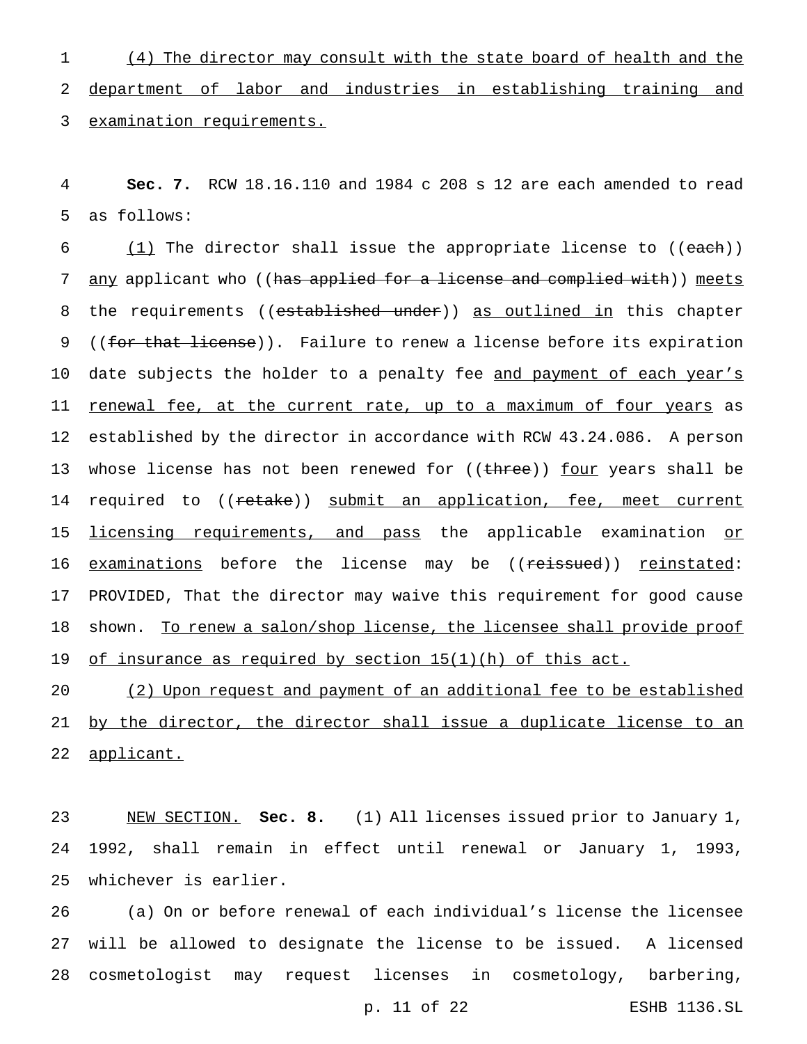(4) The director may consult with the state board of health and the department of labor and industries in establishing training and examination requirements.

**Sec. 7.** RCW 18.16.110 and 1984 c 208 s 12 are each amended to read as follows:

(1) The director shall issue the appropriate license to ((each)) any applicant who ((has applied for a license and complied with)) meets the requirements ((established under)) as outlined in this chapter ((for that license)). Failure to renew a license before its expiration date subjects the holder to a penalty fee and payment of each year's renewal fee, at the current rate, up to a maximum of four years as established by the director in accordance with RCW 43.24.086. A person whose license has not been renewed for ((three)) four years shall be required to ((retake)) submit an application, fee, meet current licensing requirements, and pass the applicable examination or examinations before the license may be ((reissued)) reinstated: PROVIDED, That the director may waive this requirement for good cause shown. To renew a salon/shop license, the licensee shall provide proof of insurance as required by section 15(1)(h) of this act.

(2) Upon request and payment of an additional fee to be established by the director, the director shall issue a duplicate license to an applicant.

NEW SECTION. **Sec. 8.** (1) All licenses issued prior to January 1, 1992, shall remain in effect until renewal or January 1, 1993, whichever is earlier.

(a) On or before renewal of each individual's license the licensee will be allowed to designate the license to be issued. A licensed cosmetologist may request licenses in cosmetology, barbering,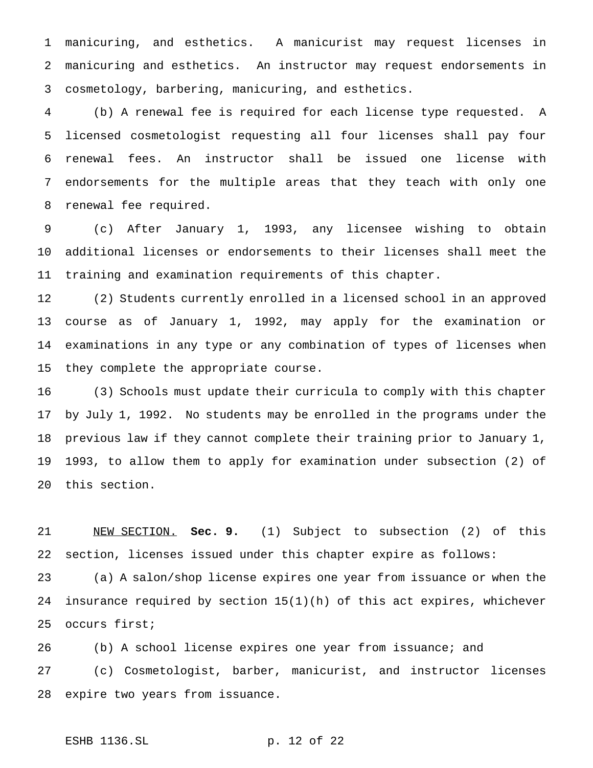manicuring, and esthetics. A manicurist may request licenses in manicuring and esthetics. An instructor may request endorsements in cosmetology, barbering, manicuring, and esthetics.

(b) A renewal fee is required for each license type requested. A licensed cosmetologist requesting all four licenses shall pay four renewal fees. An instructor shall be issued one license with endorsements for the multiple areas that they teach with only one renewal fee required.

(c) After January 1, 1993, any licensee wishing to obtain additional licenses or endorsements to their licenses shall meet the training and examination requirements of this chapter.

(2) Students currently enrolled in a licensed school in an approved course as of January 1, 1992, may apply for the examination or examinations in any type or any combination of types of licenses when they complete the appropriate course.

(3) Schools must update their curricula to comply with this chapter by July 1, 1992. No students may be enrolled in the programs under the previous law if they cannot complete their training prior to January 1, 1993, to allow them to apply for examination under subsection (2) of this section.

<u>NEW SECTION.</u> **Sec. 9.** (1) Subject to subsection (2) of this section, licenses issued under this chapter expire as follows:

(a) A salon/shop license expires one year from issuance or when the insurance required by section 15(1)(h) of this act expires, whichever occurs first;

(b) A school license expires one year from issuance; and

(c) Cosmetologist, barber, manicurist, and instructor licenses expire two years from issuance.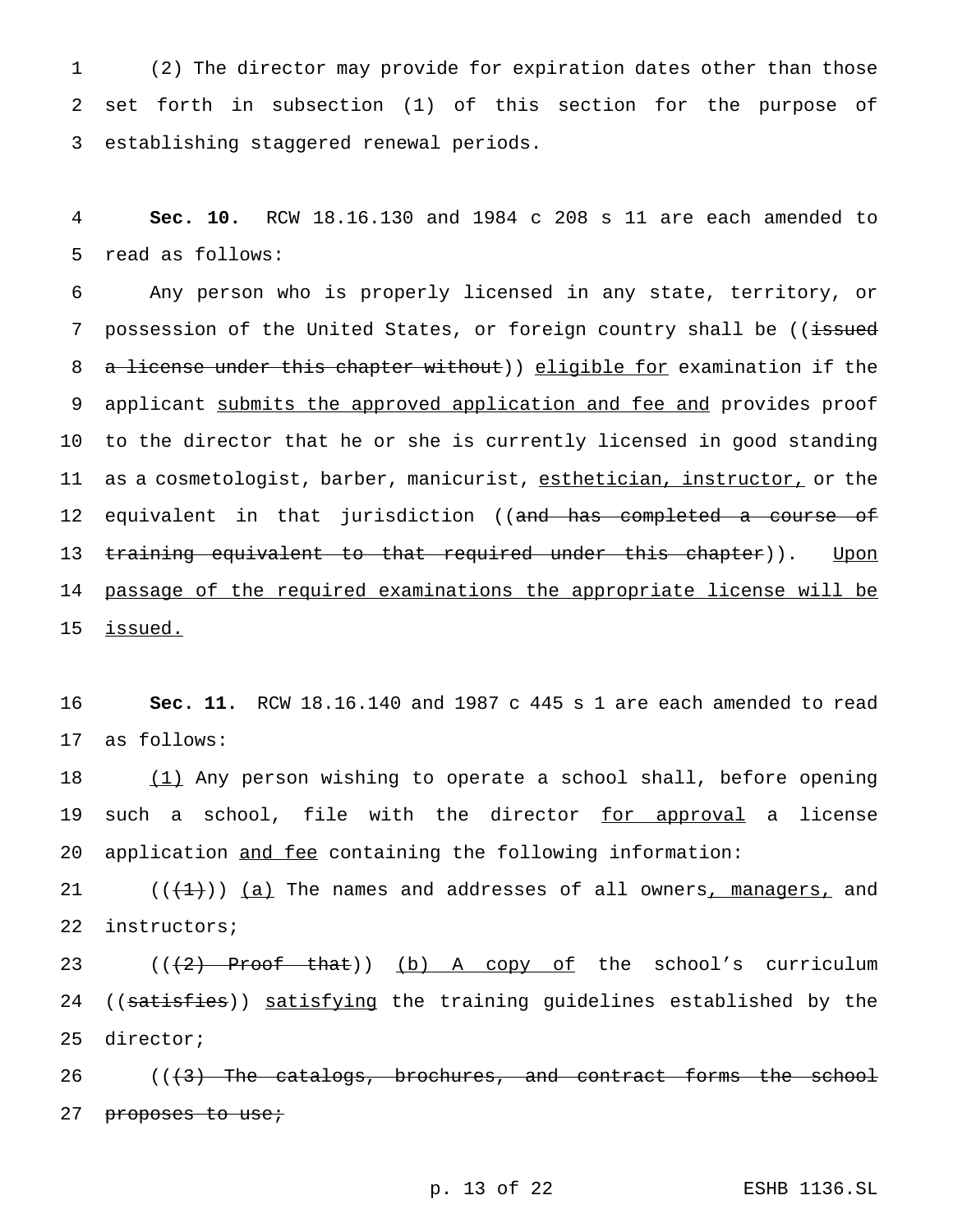(2) The director may provide for expiration dates other than those set forth in subsection (1) of this section for the purpose of establishing staggered renewal periods.

**Sec. 10.** RCW 18.16.130 and 1984 c 208 s 11 are each amended to read as follows:

Any person who is properly licensed in any state, territory, or possession of the United States, or foreign country shall be ((~~issued a license under this chapter without~~)) <u>eligible for</u> examination if the applicant <u>submits the approved application and fee and</u> provides proof to the director that he or she is currently licensed in good standing as a cosmetologist, barber, manicurist, <u>esthetician, instructor,</u> or the equivalent in that jurisdiction ((~~and has completed a course of training equivalent to that required under this chapter~~)). <u>Upon passage of the required examinations the appropriate license will be issued.</u>

**Sec. 11.** RCW 18.16.140 and 1987 c 445 s 1 are each amended to read as follows:

<u>(1)</u> Any person wishing to operate a school shall, before opening such a school, file with the director <u>for approval</u> a license application <u>and fee</u> containing the following information:

((~~(1)~~)) <u>(a)</u> The names and addresses of all owners<u>, managers,</u> and instructors;

((~~(2) Proof that~~)) <u>(b) A copy of</u> the school's curriculum ((~~satisfies~~)) <u>satisfying</u> the training guidelines established by the director;

((~~(3) The catalogs, brochures, and contract forms the school proposes to use;~~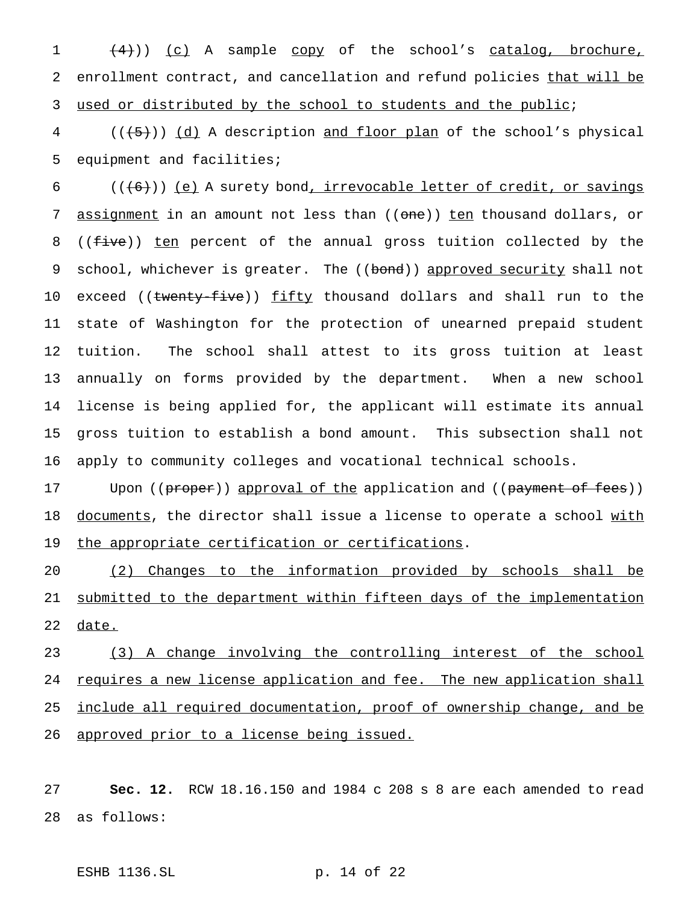((~~(4)~~)) <u>(c)</u> A sample <u>copy</u> of the school's <u>catalog, brochure,</u> enrollment contract, and cancellation and refund policies <u>that will be used or distributed by the school to students and the public</u>;

((~~(5)~~)) <u>(d)</u> A description <u>and floor plan</u> of the school's physical equipment and facilities;

((~~(6)~~)) <u>(e)</u> A surety bond<u>, irrevocable letter of credit, or savings assignment</u> in an amount not less than ((~~one~~)) <u>ten</u> thousand dollars, or ((~~five~~)) <u>ten</u> percent of the annual gross tuition collected by the school, whichever is greater. The ((~~bond~~)) <u>approved security</u> shall not exceed ((~~twenty-five~~)) <u>fifty</u> thousand dollars and shall run to the state of Washington for the protection of unearned prepaid student tuition. The school shall attest to its gross tuition at least annually on forms provided by the department. When a new school license is being applied for, the applicant will estimate its annual gross tuition to establish a bond amount. This subsection shall not apply to community colleges and vocational technical schools.

Upon ((~~proper~~)) <u>approval of the</u> application and ((~~payment of fees~~)) <u>documents</u>, the director shall issue a license to operate a school <u>with the appropriate certification or certifications</u>.

<u>(2) Changes to the information provided by schools shall be submitted to the department within fifteen days of the implementation date.</u>

<u>(3) A change involving the controlling interest of the school requires a new license application and fee. The new application shall include all required documentation, proof of ownership change, and be approved prior to a license being issued.</u>

**Sec. 12.** RCW 18.16.150 and 1984 c 208 s 8 are each amended to read as follows: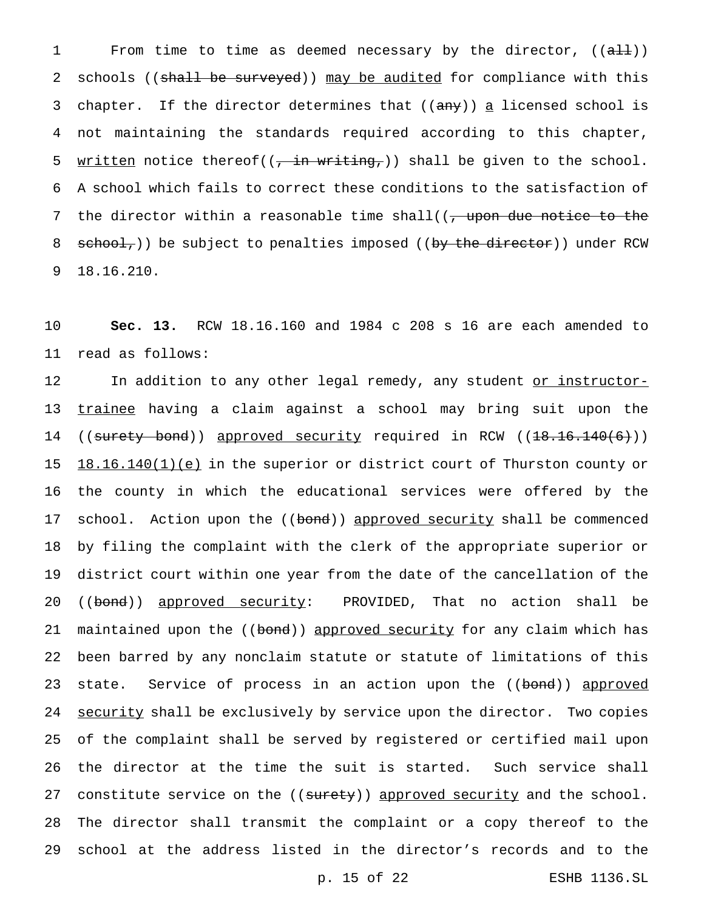From time to time as deemed necessary by the director, ((~~all~~)) schools ((~~shall be surveyed~~)) <u>may be audited</u> for compliance with this chapter. If the director determines that ((~~any~~)) <u>a</u> licensed school is not maintaining the standards required according to this chapter, <u>written</u> notice thereof((~~, in writing,~~)) shall be given to the school. A school which fails to correct these conditions to the satisfaction of the director within a reasonable time shall((~~, upon due notice to the school,~~)) be subject to penalties imposed ((~~by the director~~)) under RCW 18.16.210.

**Sec. 13.** RCW 18.16.160 and 1984 c 208 s 16 are each amended to read as follows:

In addition to any other legal remedy, any student <u>or instructor-trainee</u> having a claim against a school may bring suit upon the ((~~surety bond~~)) <u>approved security</u> required in RCW ((~~18.16.140(6)~~)) <u>18.16.140(1)(e)</u> in the superior or district court of Thurston county or the county in which the educational services were offered by the school. Action upon the ((~~bond~~)) <u>approved security</u> shall be commenced by filing the complaint with the clerk of the appropriate superior or district court within one year from the date of the cancellation of the ((~~bond~~)) <u>approved security</u>: PROVIDED, That no action shall be maintained upon the ((~~bond~~)) <u>approved security</u> for any claim which has been barred by any nonclaim statute or statute of limitations of this state. Service of process in an action upon the ((~~bond~~)) <u>approved security</u> shall be exclusively by service upon the director. Two copies of the complaint shall be served by registered or certified mail upon the director at the time the suit is started. Such service shall constitute service on the ((~~surety~~)) <u>approved security</u> and the school. The director shall transmit the complaint or a copy thereof to the school at the address listed in the director's records and to the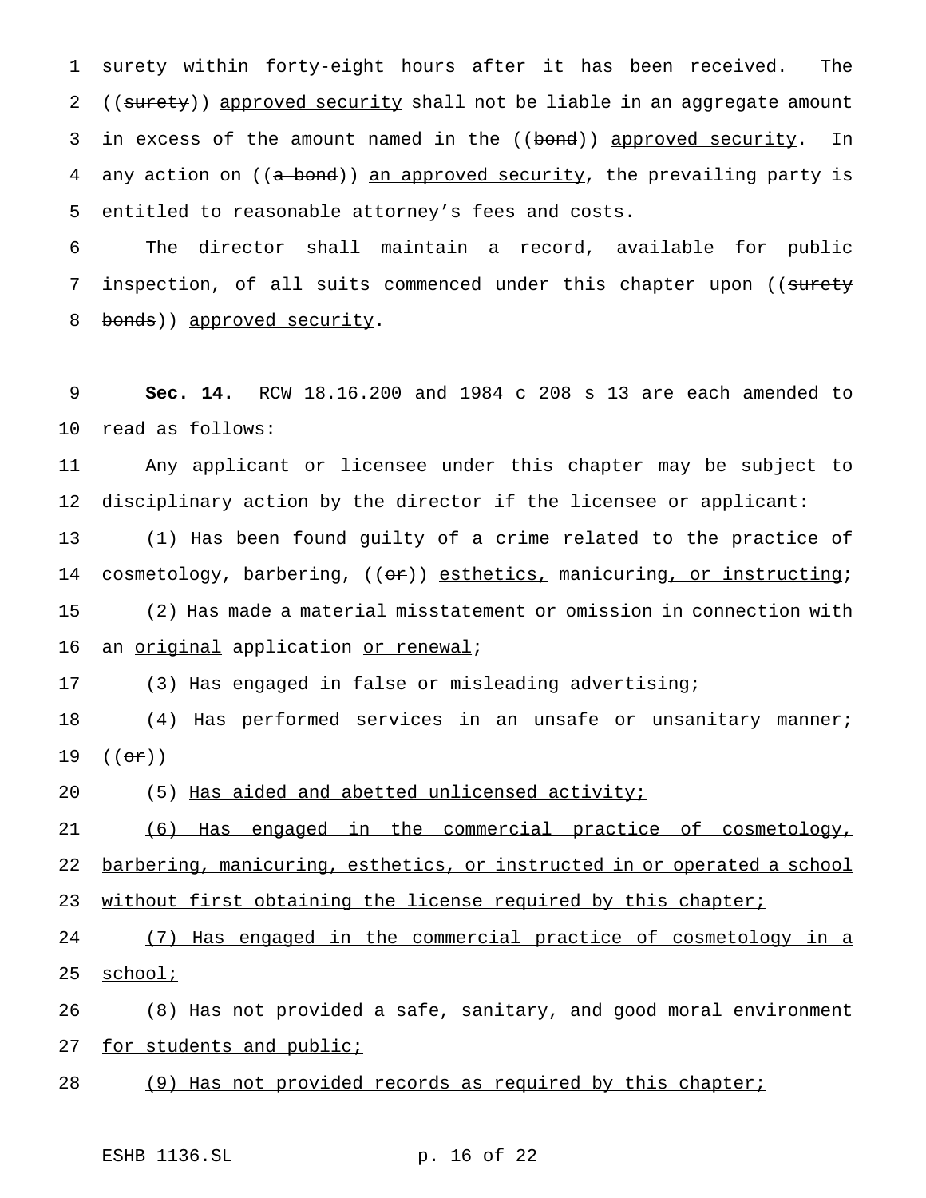surety within forty-eight hours after it has been received. The ((~~surety~~)) <u>approved security</u> shall not be liable in an aggregate amount in excess of the amount named in the ((~~bond~~)) <u>approved security</u>. In any action on ((~~a bond~~)) <u>an approved security</u>, the prevailing party is entitled to reasonable attorney's fees and costs.

The director shall maintain a record, available for public inspection, of all suits commenced under this chapter upon ((~~surety bonds~~)) <u>approved security</u>.

**Sec. 14.** RCW 18.16.200 and 1984 c 208 s 13 are each amended to read as follows:

Any applicant or licensee under this chapter may be subject to disciplinary action by the director if the licensee or applicant:

(1) Has been found guilty of a crime related to the practice of cosmetology, barbering, ((~~or~~)) <u>esthetics,</u> manicuring<u>, or instructing</u>;

(2) Has made a material misstatement or omission in connection with an <u>original</u> application <u>or renewal</u>;

(3) Has engaged in false or misleading advertising;

(4) Has performed services in an unsafe or unsanitary manner; ((~~or~~))

(5) <u>Has aided and abetted unlicensed activity;</u>

<u>(6) Has engaged in the commercial practice of cosmetology, barbering, manicuring, esthetics, or instructed in or operated a school without first obtaining the license required by this chapter;</u>

<u>(7) Has engaged in the commercial practice of cosmetology in a school;</u>

<u>(8) Has not provided a safe, sanitary, and good moral environment for students and public;</u>

<u>(9) Has not provided records as required by this chapter;</u>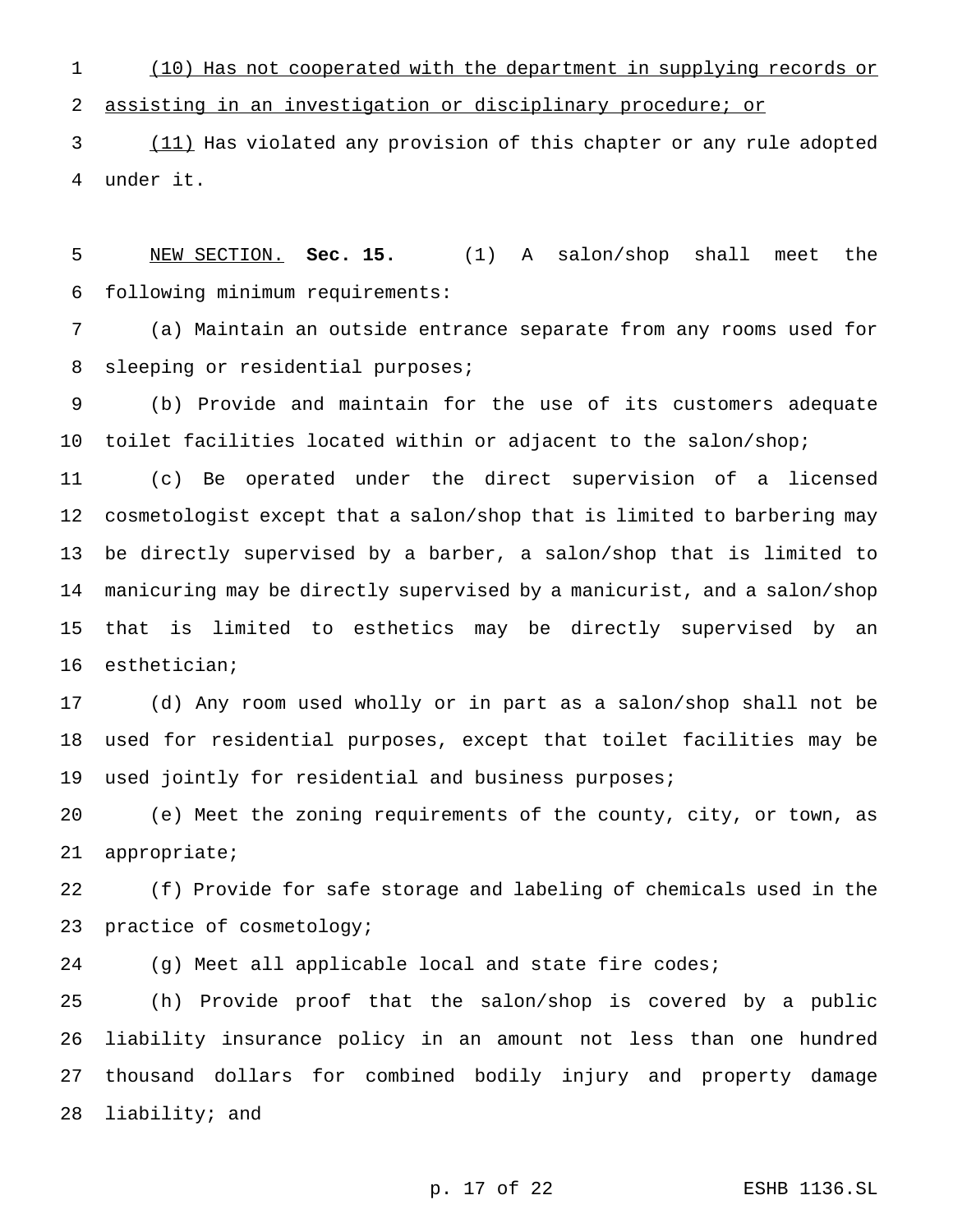(10) Has not cooperated with the department in supplying records or assisting in an investigation or disciplinary procedure; or

(11) Has violated any provision of this chapter or any rule adopted under it.

NEW SECTION. **Sec. 15.** (1) A salon/shop shall meet the following minimum requirements:

(a) Maintain an outside entrance separate from any rooms used for sleeping or residential purposes;

(b) Provide and maintain for the use of its customers adequate toilet facilities located within or adjacent to the salon/shop;

(c) Be operated under the direct supervision of a licensed cosmetologist except that a salon/shop that is limited to barbering may be directly supervised by a barber, a salon/shop that is limited to manicuring may be directly supervised by a manicurist, and a salon/shop that is limited to esthetics may be directly supervised by an esthetician;

(d) Any room used wholly or in part as a salon/shop shall not be used for residential purposes, except that toilet facilities may be used jointly for residential and business purposes;

(e) Meet the zoning requirements of the county, city, or town, as appropriate;

(f) Provide for safe storage and labeling of chemicals used in the practice of cosmetology;

(g) Meet all applicable local and state fire codes;

(h) Provide proof that the salon/shop is covered by a public liability insurance policy in an amount not less than one hundred thousand dollars for combined bodily injury and property damage liability; and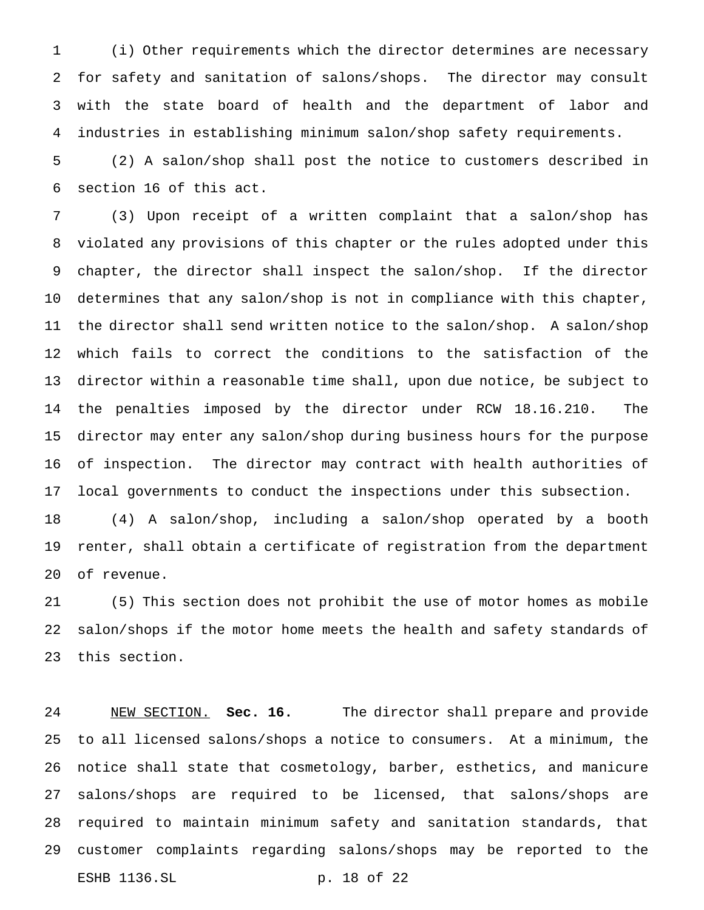(i) Other requirements which the director determines are necessary for safety and sanitation of salons/shops. The director may consult with the state board of health and the department of labor and industries in establishing minimum salon/shop safety requirements.

(2) A salon/shop shall post the notice to customers described in section 16 of this act.

(3) Upon receipt of a written complaint that a salon/shop has violated any provisions of this chapter or the rules adopted under this chapter, the director shall inspect the salon/shop. If the director determines that any salon/shop is not in compliance with this chapter, the director shall send written notice to the salon/shop. A salon/shop which fails to correct the conditions to the satisfaction of the director within a reasonable time shall, upon due notice, be subject to the penalties imposed by the director under RCW 18.16.210. The director may enter any salon/shop during business hours for the purpose of inspection. The director may contract with health authorities of local governments to conduct the inspections under this subsection.

(4) A salon/shop, including a salon/shop operated by a booth renter, shall obtain a certificate of registration from the department of revenue.

(5) This section does not prohibit the use of motor homes as mobile salon/shops if the motor home meets the health and safety standards of this section.

NEW SECTION. **Sec. 16.** The director shall prepare and provide to all licensed salons/shops a notice to consumers. At a minimum, the notice shall state that cosmetology, barber, esthetics, and manicure salons/shops are required to be licensed, that salons/shops are required to maintain minimum safety and sanitation standards, that customer complaints regarding salons/shops may be reported to the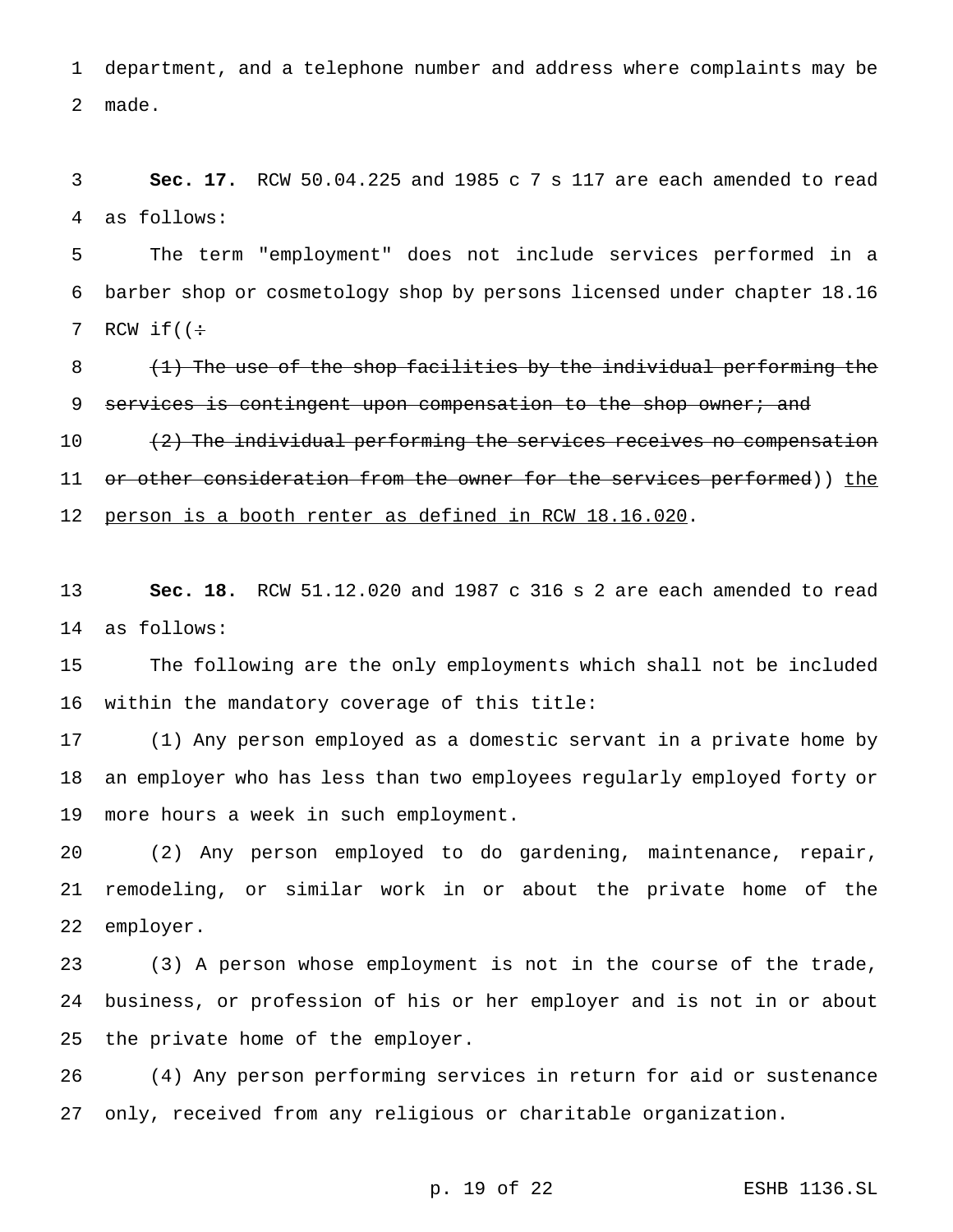department, and a telephone number and address where complaints may be made.

**Sec. 17.** RCW 50.04.225 and 1985 c 7 s 117 are each amended to read as follows:

The term "employment" does not include services performed in a barber shop or cosmetology shop by persons licensed under chapter 18.16 RCW if((÷

~~(1) The use of the shop facilities by the individual performing the services is contingent upon compensation to the shop owner; and~~

~~(2) The individual performing the services receives no compensation or other consideration from the owner for the services performed~~)) <u>the person is a booth renter as defined in RCW 18.16.020</u>.

**Sec. 18.** RCW 51.12.020 and 1987 c 316 s 2 are each amended to read as follows:

The following are the only employments which shall not be included within the mandatory coverage of this title:

(1) Any person employed as a domestic servant in a private home by an employer who has less than two employees regularly employed forty or more hours a week in such employment.

(2) Any person employed to do gardening, maintenance, repair, remodeling, or similar work in or about the private home of the employer.

(3) A person whose employment is not in the course of the trade, business, or profession of his or her employer and is not in or about the private home of the employer.

(4) Any person performing services in return for aid or sustenance only, received from any religious or charitable organization.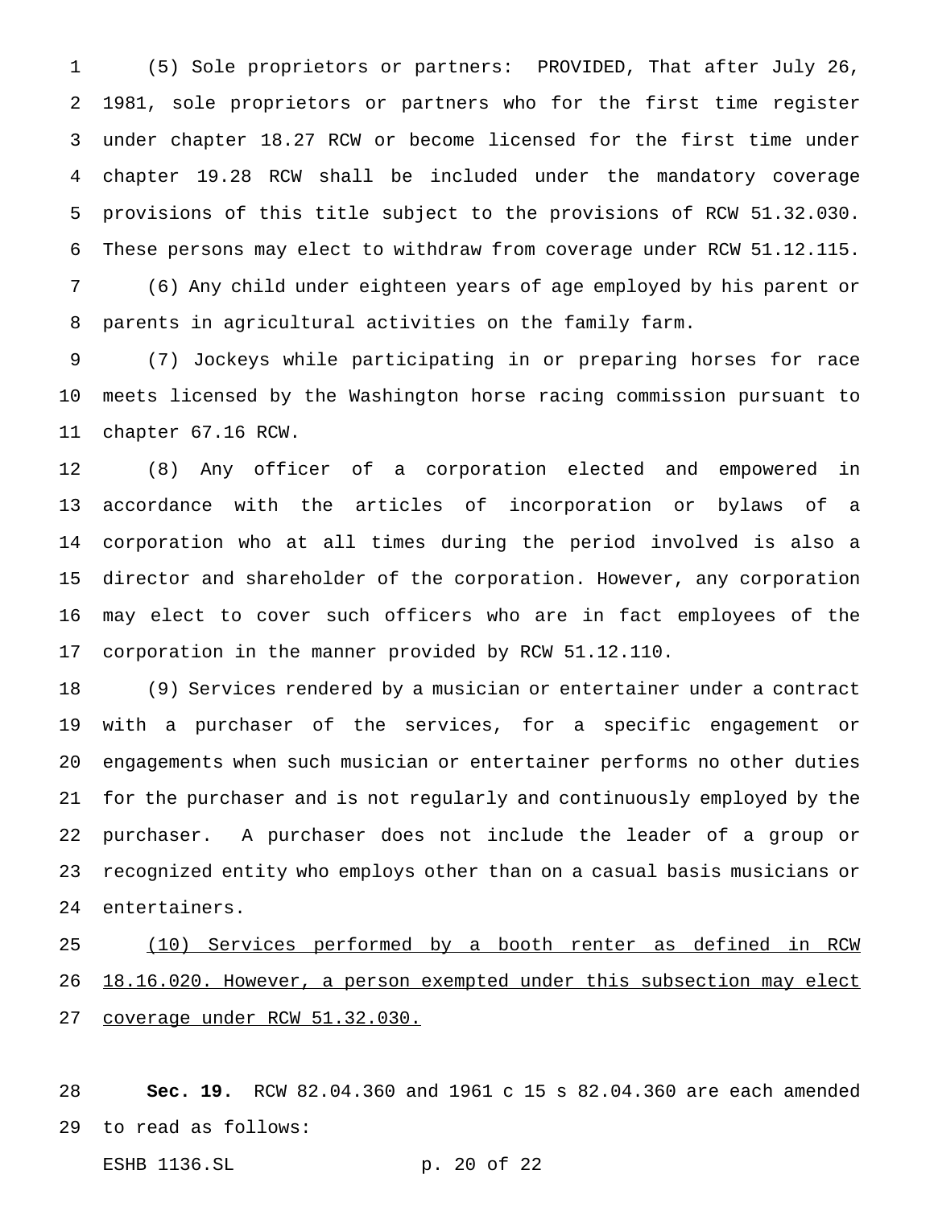(5) Sole proprietors or partners: PROVIDED, That after July 26, 1981, sole proprietors or partners who for the first time register under chapter 18.27 RCW or become licensed for the first time under chapter 19.28 RCW shall be included under the mandatory coverage provisions of this title subject to the provisions of RCW 51.32.030. These persons may elect to withdraw from coverage under RCW 51.12.115.

(6) Any child under eighteen years of age employed by his parent or parents in agricultural activities on the family farm.

(7) Jockeys while participating in or preparing horses for race meets licensed by the Washington horse racing commission pursuant to chapter 67.16 RCW.

(8) Any officer of a corporation elected and empowered in accordance with the articles of incorporation or bylaws of a corporation who at all times during the period involved is also a director and shareholder of the corporation. However, any corporation may elect to cover such officers who are in fact employees of the corporation in the manner provided by RCW 51.12.110.

(9) Services rendered by a musician or entertainer under a contract with a purchaser of the services, for a specific engagement or engagements when such musician or entertainer performs no other duties for the purchaser and is not regularly and continuously employed by the purchaser. A purchaser does not include the leader of a group or recognized entity who employs other than on a casual basis musicians or entertainers.

<u>(10) Services performed by a booth renter as defined in RCW 18.16.020. However, a person exempted under this subsection may elect coverage under RCW 51.32.030.</u>

**Sec. 19.** RCW 82.04.360 and 1961 c 15 s 82.04.360 are each amended to read as follows: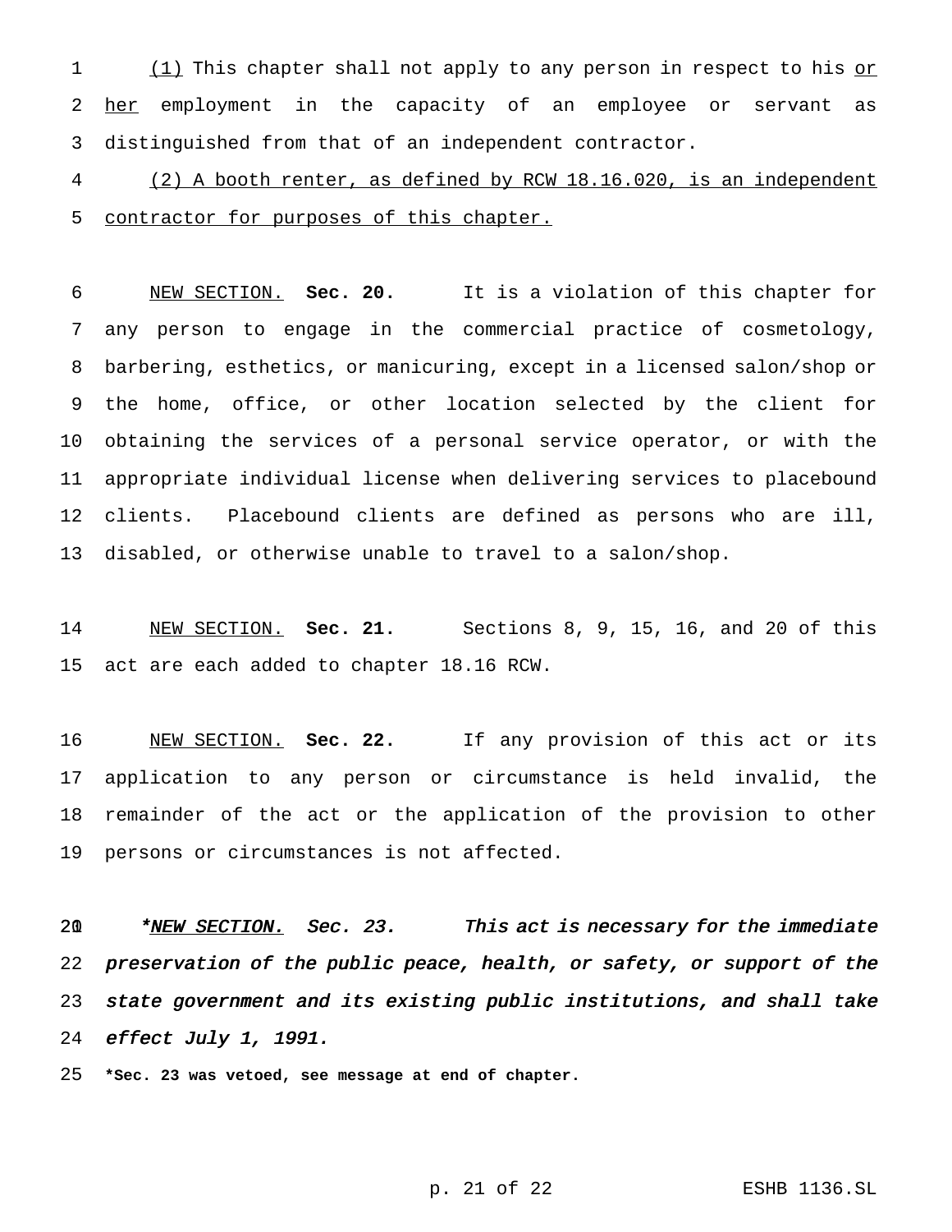(1) This chapter shall not apply to any person in respect to his or her employment in the capacity of an employee or servant as distinguished from that of an independent contractor.

(2) A booth renter, as defined by RCW 18.16.020, is an independent contractor for purposes of this chapter.

NEW SECTION. **Sec. 20.** It is a violation of this chapter for any person to engage in the commercial practice of cosmetology, barbering, esthetics, or manicuring, except in a licensed salon/shop or the home, office, or other location selected by the client for obtaining the services of a personal service operator, or with the appropriate individual license when delivering services to placebound clients. Placebound clients are defined as persons who are ill, disabled, or otherwise unable to travel to a salon/shop.

NEW SECTION. **Sec. 21.** Sections 8, 9, 15, 16, and 20 of this act are each added to chapter 18.16 RCW.

NEW SECTION. **Sec. 22.** If any provision of this act or its application to any person or circumstance is held invalid, the remainder of the act or the application of the provision to other persons or circumstances is not affected.

*\*NEW SECTION. Sec. 23. This act is necessary for the immediate preservation of the public peace, health, or safety, or support of the state government and its existing public institutions, and shall take effect July 1, 1991.*

**\*Sec. 23 was vetoed, see message at end of chapter.**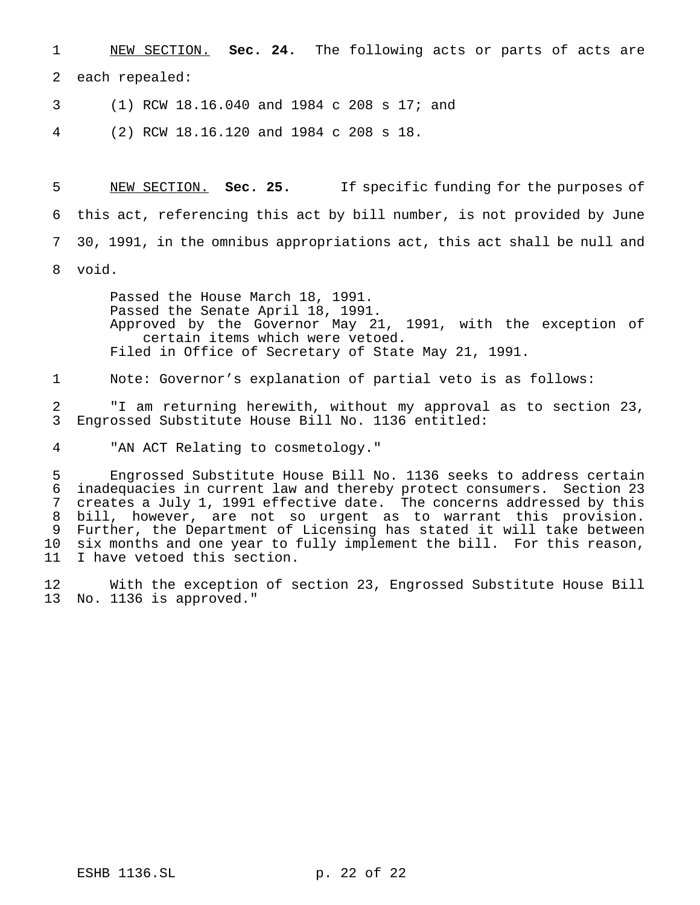NEW SECTION. **Sec. 24.** The following acts or parts of acts are each repealed:

(1) RCW 18.16.040 and 1984 c 208 s 17; and

(2) RCW 18.16.120 and 1984 c 208 s 18.

NEW SECTION. **Sec. 25.** If specific funding for the purposes of this act, referencing this act by bill number, is not provided by June 30, 1991, in the omnibus appropriations act, this act shall be null and void.

Passed the House March 18, 1991.
Passed the Senate April 18, 1991.
Approved by the Governor May 21, 1991, with the exception of certain items which were vetoed.
Filed in Office of Secretary of State May 21, 1991.

Note: Governor's explanation of partial veto is as follows:

"I am returning herewith, without my approval as to section 23, Engrossed Substitute House Bill No. 1136 entitled:

"AN ACT Relating to cosmetology."

Engrossed Substitute House Bill No. 1136 seeks to address certain inadequacies in current law and thereby protect consumers. Section 23 creates a July 1, 1991 effective date. The concerns addressed by this bill, however, are not so urgent as to warrant this provision. Further, the Department of Licensing has stated it will take between six months and one year to fully implement the bill. For this reason, I have vetoed this section.

With the exception of section 23, Engrossed Substitute House Bill No. 1136 is approved."